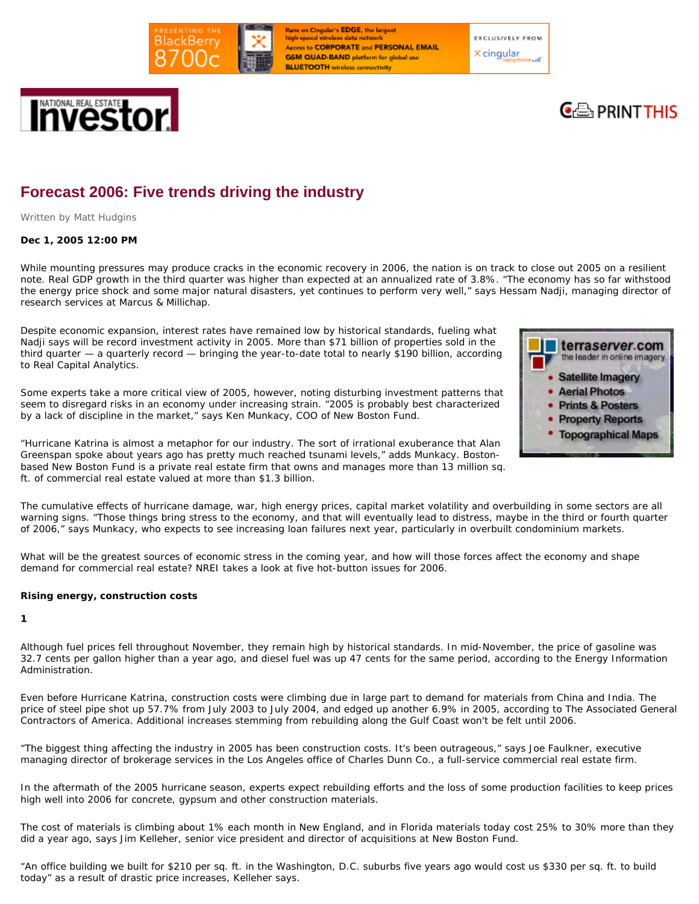# Forecast 2006: Five trends driving the industry

Written by Matt Hudgins

**Dec 1, 2005 12:00 PM**

While mounting pressures may produce cracks in the economic recovery in 2006, the nation is on track to close out 2005 on a resilient note. Real GDP growth in the third quarter was higher than expected at an annualized rate of 3.8%. "The economy has so far withstood the energy price shock and some major natural disasters, yet continues to perform very well," says Hessam Nadji, managing director of research services at Marcus & Millichap.

Despite economic expansion, interest rates have remained low by historical standards, fueling what Nadji says will be record investment activity in 2005. More than $71 billion of properties sold in the third quarter — a quarterly record — bringing the year-to-date total to nearly $190 billion, according to Real Capital Analytics.

Some experts take a more critical view of 2005, however, noting disturbing investment patterns that seem to disregard risks in an economy under increasing strain. "2005 is probably best characterized by a lack of discipline in the market," says Ken Munkacy, COO of New Boston Fund.

"Hurricane Katrina is almost a metaphor for our industry. The sort of irrational exuberance that Alan Greenspan spoke about years ago has pretty much reached tsunami levels," adds Munkacy. Boston-based New Boston Fund is a private real estate firm that owns and manages more than 13 million sq. ft. of commercial real estate valued at more than $1.3 billion.

The cumulative effects of hurricane damage, war, high energy prices, capital market volatility and overbuilding in some sectors are all warning signs. "Those things bring stress to the economy, and that will eventually lead to distress, maybe in the third or fourth quarter of 2006," says Munkacy, who expects to see increasing loan failures next year, particularly in overbuilt condominium markets.

What will be the greatest sources of economic stress in the coming year, and how will those forces affect the economy and shape demand for commercial real estate? NREI takes a look at five hot-button issues for 2006.

**Rising energy, construction costs**

**1**

Although fuel prices fell throughout November, they remain high by historical standards. In mid-November, the price of gasoline was 32.7 cents per gallon higher than a year ago, and diesel fuel was up 47 cents for the same period, according to the Energy Information Administration.

Even before Hurricane Katrina, construction costs were climbing due in large part to demand for materials from China and India. The price of steel pipe shot up 57.7% from July 2003 to July 2004, and edged up another 6.9% in 2005, according to The Associated General Contractors of America. Additional increases stemming from rebuilding along the Gulf Coast won't be felt until 2006.

"The biggest thing affecting the industry in 2005 has been construction costs. It's been outrageous," says Joe Faulkner, executive managing director of brokerage services in the Los Angeles office of Charles Dunn Co., a full-service commercial real estate firm.

In the aftermath of the 2005 hurricane season, experts expect rebuilding efforts and the loss of some production facilities to keep prices high well into 2006 for concrete, gypsum and other construction materials.

The cost of materials is climbing about 1% each month in New England, and in Florida materials today cost 25% to 30% more than they did a year ago, says Jim Kelleher, senior vice president and director of acquisitions at New Boston Fund.

"An office building we built for $210 per sq. ft. in the Washington, D.C. suburbs five years ago would cost us $330 per sq. ft. to build today" as a result of drastic price increases, Kelleher says.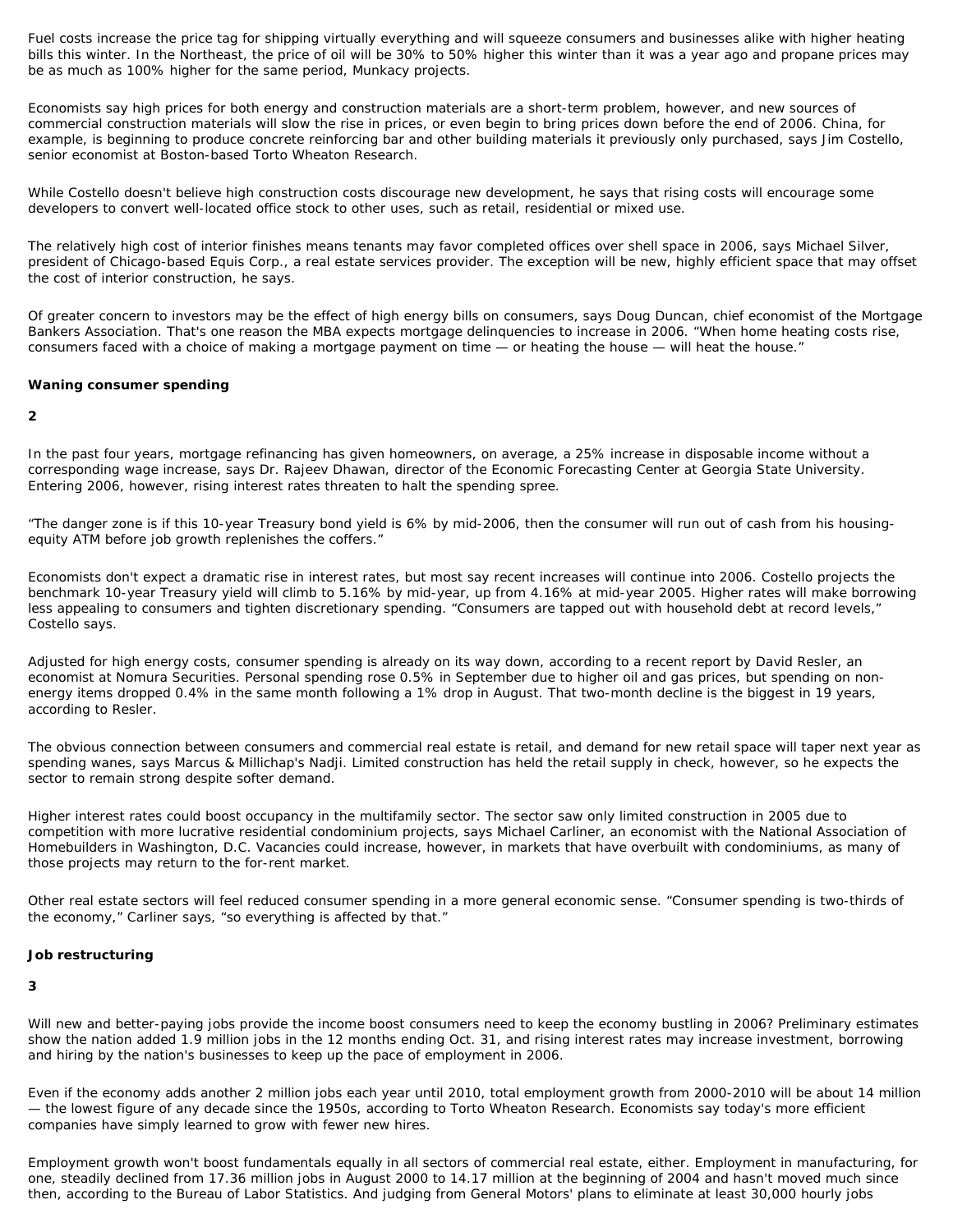Fuel costs increase the price tag for shipping virtually everything and will squeeze consumers and businesses alike with higher heating bills this winter. In the Northeast, the price of oil will be 30% to 50% higher this winter than it was a year ago and propane prices may be as much as 100% higher for the same period, Munkacy projects.

Economists say high prices for both energy and construction materials are a short-term problem, however, and new sources of commercial construction materials will slow the rise in prices, or even begin to bring prices down before the end of 2006. China, for example, is beginning to produce concrete reinforcing bar and other building materials it previously only purchased, says Jim Costello, senior economist at Boston-based Torto Wheaton Research.

While Costello doesn't believe high construction costs discourage new development, he says that rising costs will encourage some developers to convert well-located office stock to other uses, such as retail, residential or mixed use.

The relatively high cost of interior finishes means tenants may favor completed offices over shell space in 2006, says Michael Silver, president of Chicago-based Equis Corp., a real estate services provider. The exception will be new, highly efficient space that may offset the cost of interior construction, he says.

Of greater concern to investors may be the effect of high energy bills on consumers, says Doug Duncan, chief economist of the Mortgage Bankers Association. That's one reason the MBA expects mortgage delinquencies to increase in 2006. “When home heating costs rise, consumers faced with a choice of making a mortgage payment on time — or heating the house — will heat the house.”

**Waning consumer spending**

**2**

In the past four years, mortgage refinancing has given homeowners, on average, a 25% increase in disposable income without a corresponding wage increase, says Dr. Rajeev Dhawan, director of the Economic Forecasting Center at Georgia State University. Entering 2006, however, rising interest rates threaten to halt the spending spree.

“The danger zone is if this 10-year Treasury bond yield is 6% by mid-2006, then the consumer will run out of cash from his housing-equity ATM before job growth replenishes the coffers.”

Economists don't expect a dramatic rise in interest rates, but most say recent increases will continue into 2006. Costello projects the benchmark 10-year Treasury yield will climb to 5.16% by mid-year, up from 4.16% at mid-year 2005. Higher rates will make borrowing less appealing to consumers and tighten discretionary spending. “Consumers are tapped out with household debt at record levels,” Costello says.

Adjusted for high energy costs, consumer spending is already on its way down, according to a recent report by David Resler, an economist at Nomura Securities. Personal spending rose 0.5% in September due to higher oil and gas prices, but spending on non-energy items dropped 0.4% in the same month following a 1% drop in August. That two-month decline is the biggest in 19 years, according to Resler.

The obvious connection between consumers and commercial real estate is retail, and demand for new retail space will taper next year as spending wanes, says Marcus & Millichap's Nadji. Limited construction has held the retail supply in check, however, so he expects the sector to remain strong despite softer demand.

Higher interest rates could boost occupancy in the multifamily sector. The sector saw only limited construction in 2005 due to competition with more lucrative residential condominium projects, says Michael Carliner, an economist with the National Association of Homebuilders in Washington, D.C. Vacancies could increase, however, in markets that have overbuilt with condominiums, as many of those projects may return to the for-rent market.

Other real estate sectors will feel reduced consumer spending in a more general economic sense. “Consumer spending is two-thirds of the economy,” Carliner says, “so everything is affected by that.”

**Job restructuring**

**3**

Will new and better-paying jobs provide the income boost consumers need to keep the economy bustling in 2006? Preliminary estimates show the nation added 1.9 million jobs in the 12 months ending Oct. 31, and rising interest rates may increase investment, borrowing and hiring by the nation's businesses to keep up the pace of employment in 2006.

Even if the economy adds another 2 million jobs each year until 2010, total employment growth from 2000-2010 will be about 14 million — the lowest figure of any decade since the 1950s, according to Torto Wheaton Research. Economists say today's more efficient companies have simply learned to grow with fewer new hires.

Employment growth won't boost fundamentals equally in all sectors of commercial real estate, either. Employment in manufacturing, for one, steadily declined from 17.36 million jobs in August 2000 to 14.17 million at the beginning of 2004 and hasn't moved much since then, according to the Bureau of Labor Statistics. And judging from General Motors' plans to eliminate at least 30,000 hourly jobs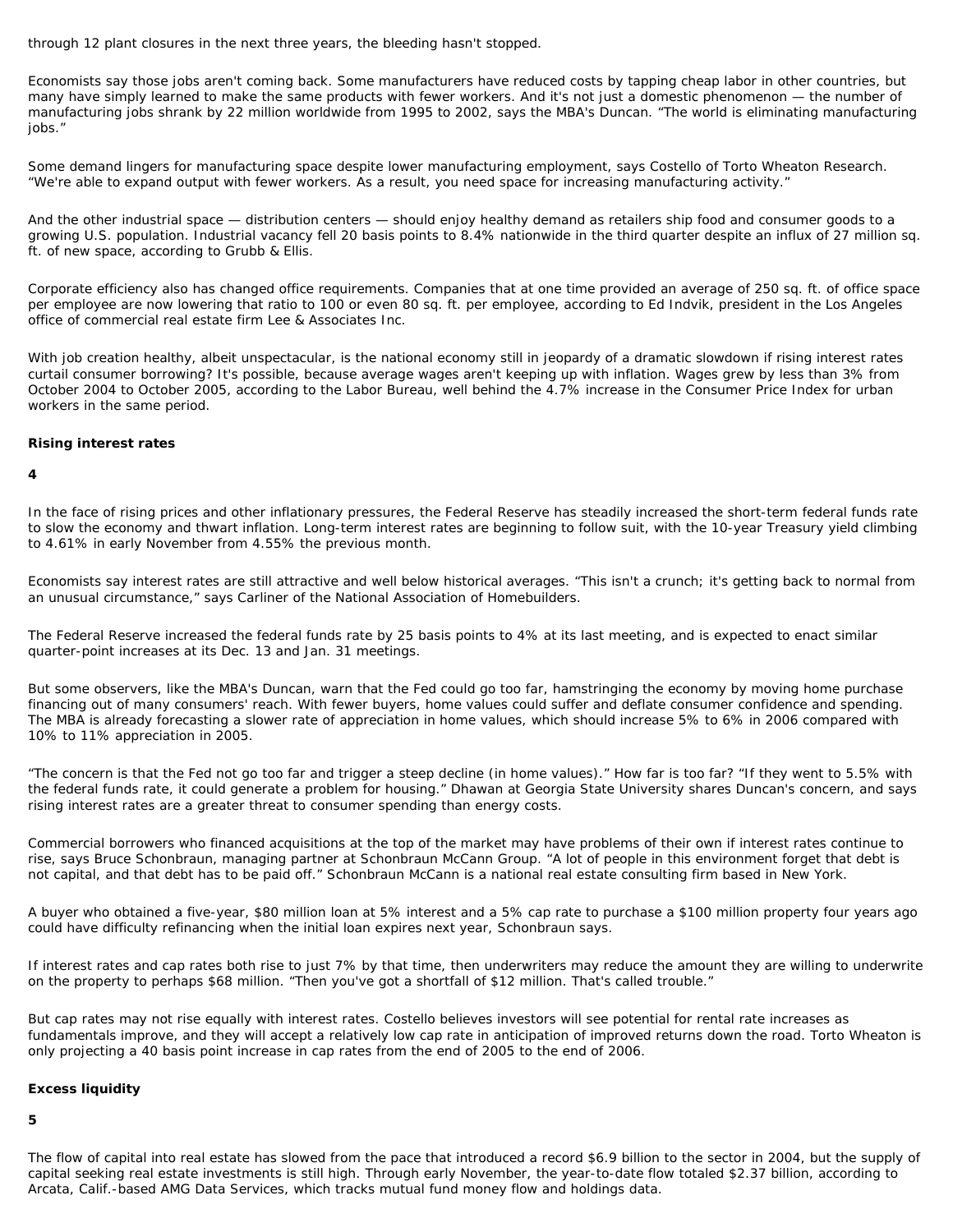through 12 plant closures in the next three years, the bleeding hasn't stopped.

Economists say those jobs aren't coming back. Some manufacturers have reduced costs by tapping cheap labor in other countries, but many have simply learned to make the same products with fewer workers. And it's not just a domestic phenomenon — the number of manufacturing jobs shrank by 22 million worldwide from 1995 to 2002, says the MBA's Duncan. "The world is eliminating manufacturing jobs."

Some demand lingers for manufacturing space despite lower manufacturing employment, says Costello of Torto Wheaton Research. "We're able to expand output with fewer workers. As a result, you need space for increasing manufacturing activity."

And the other industrial space — distribution centers — should enjoy healthy demand as retailers ship food and consumer goods to a growing U.S. population. Industrial vacancy fell 20 basis points to 8.4% nationwide in the third quarter despite an influx of 27 million sq. ft. of new space, according to Grubb & Ellis.

Corporate efficiency also has changed office requirements. Companies that at one time provided an average of 250 sq. ft. of office space per employee are now lowering that ratio to 100 or even 80 sq. ft. per employee, according to Ed Indvik, president in the Los Angeles office of commercial real estate firm Lee & Associates Inc.

With job creation healthy, albeit unspectacular, is the national economy still in jeopardy of a dramatic slowdown if rising interest rates curtail consumer borrowing? It's possible, because average wages aren't keeping up with inflation. Wages grew by less than 3% from October 2004 to October 2005, according to the Labor Bureau, well behind the 4.7% increase in the Consumer Price Index for urban workers in the same period.

**Rising interest rates**

**4**

In the face of rising prices and other inflationary pressures, the Federal Reserve has steadily increased the short-term federal funds rate to slow the economy and thwart inflation. Long-term interest rates are beginning to follow suit, with the 10-year Treasury yield climbing to 4.61% in early November from 4.55% the previous month.

Economists say interest rates are still attractive and well below historical averages. "This isn't a crunch; it's getting back to normal from an unusual circumstance," says Carliner of the National Association of Homebuilders.

The Federal Reserve increased the federal funds rate by 25 basis points to 4% at its last meeting, and is expected to enact similar quarter-point increases at its Dec. 13 and Jan. 31 meetings.

But some observers, like the MBA's Duncan, warn that the Fed could go too far, hamstringing the economy by moving home purchase financing out of many consumers' reach. With fewer buyers, home values could suffer and deflate consumer confidence and spending. The MBA is already forecasting a slower rate of appreciation in home values, which should increase 5% to 6% in 2006 compared with 10% to 11% appreciation in 2005.

"The concern is that the Fed not go too far and trigger a steep decline (in home values)." How far is too far? "If they went to 5.5% with the federal funds rate, it could generate a problem for housing." Dhawan at Georgia State University shares Duncan's concern, and says rising interest rates are a greater threat to consumer spending than energy costs.

Commercial borrowers who financed acquisitions at the top of the market may have problems of their own if interest rates continue to rise, says Bruce Schonbraun, managing partner at Schonbraun McCann Group. "A lot of people in this environment forget that debt is not capital, and that debt has to be paid off." Schonbraun McCann is a national real estate consulting firm based in New York.

A buyer who obtained a five-year, $80 million loan at 5% interest and a 5% cap rate to purchase a $100 million property four years ago could have difficulty refinancing when the initial loan expires next year, Schonbraun says.

If interest rates and cap rates both rise to just 7% by that time, then underwriters may reduce the amount they are willing to underwrite on the property to perhaps $68 million. "Then you've got a shortfall of $12 million. That's called trouble."

But cap rates may not rise equally with interest rates. Costello believes investors will see potential for rental rate increases as fundamentals improve, and they will accept a relatively low cap rate in anticipation of improved returns down the road. Torto Wheaton is only projecting a 40 basis point increase in cap rates from the end of 2005 to the end of 2006.

**Excess liquidity**

**5**

The flow of capital into real estate has slowed from the pace that introduced a record $6.9 billion to the sector in 2004, but the supply of capital seeking real estate investments is still high. Through early November, the year-to-date flow totaled $2.37 billion, according to Arcata, Calif.-based AMG Data Services, which tracks mutual fund money flow and holdings data.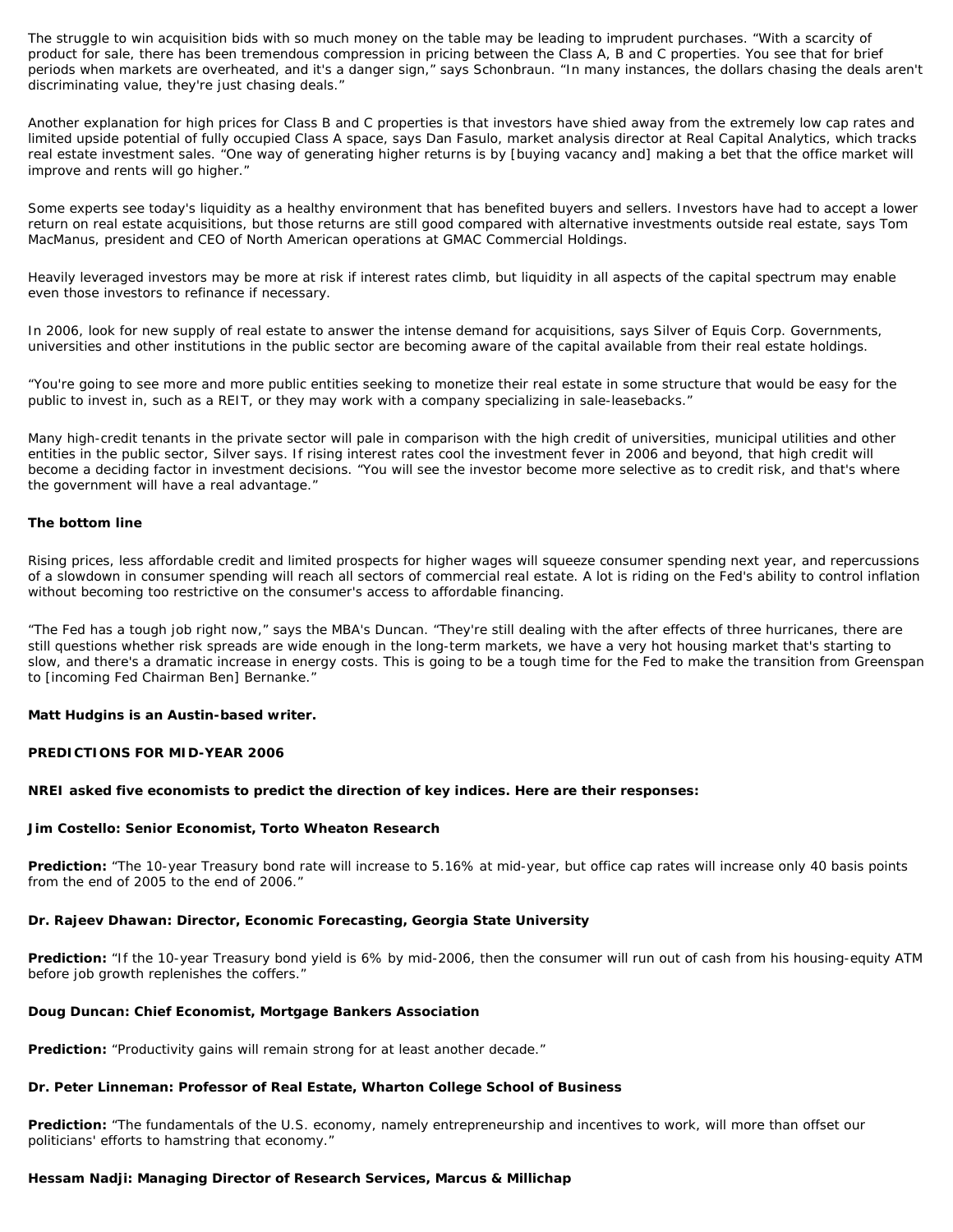The struggle to win acquisition bids with so much money on the table may be leading to imprudent purchases. “With a scarcity of product for sale, there has been tremendous compression in pricing between the Class A, B and C properties. You see that for brief periods when markets are overheated, and it's a danger sign,” says Schonbraun. “In many instances, the dollars chasing the deals aren't discriminating value, they're just chasing deals.”

Another explanation for high prices for Class B and C properties is that investors have shied away from the extremely low cap rates and limited upside potential of fully occupied Class A space, says Dan Fasulo, market analysis director at Real Capital Analytics, which tracks real estate investment sales. “One way of generating higher returns is by [buying vacancy and] making a bet that the office market will improve and rents will go higher.”

Some experts see today's liquidity as a healthy environment that has benefited buyers and sellers. Investors have had to accept a lower return on real estate acquisitions, but those returns are still good compared with alternative investments outside real estate, says Tom MacManus, president and CEO of North American operations at GMAC Commercial Holdings.

Heavily leveraged investors may be more at risk if interest rates climb, but liquidity in all aspects of the capital spectrum may enable even those investors to refinance if necessary.

In 2006, look for new supply of real estate to answer the intense demand for acquisitions, says Silver of Equis Corp. Governments, universities and other institutions in the public sector are becoming aware of the capital available from their real estate holdings.

“You're going to see more and more public entities seeking to monetize their real estate in some structure that would be easy for the public to invest in, such as a REIT, or they may work with a company specializing in sale-leasebacks.”

Many high-credit tenants in the private sector will pale in comparison with the high credit of universities, municipal utilities and other entities in the public sector, Silver says. If rising interest rates cool the investment fever in 2006 and beyond, that high credit will become a deciding factor in investment decisions. “You will see the investor become more selective as to credit risk, and that's where the government will have a real advantage.”

### The bottom line

Rising prices, less affordable credit and limited prospects for higher wages will squeeze consumer spending next year, and repercussions of a slowdown in consumer spending will reach all sectors of commercial real estate. A lot is riding on the Fed's ability to control inflation without becoming too restrictive on the consumer's access to affordable financing.

“The Fed has a tough job right now,” says the MBA's Duncan. “They're still dealing with the after effects of three hurricanes, there are still questions whether risk spreads are wide enough in the long-term markets, we have a very hot housing market that's starting to slow, and there's a dramatic increase in energy costs. This is going to be a tough time for the Fed to make the transition from Greenspan to [incoming Fed Chairman Ben] Bernanke.”

**Matt Hudgins is an Austin-based writer.**

### PREDICTIONS FOR MID-YEAR 2006

**NREI asked five economists to predict the direction of key indices. Here are their responses:**

**Jim Costello: Senior Economist, Torto Wheaton Research**

**Prediction:** “The 10-year Treasury bond rate will increase to 5.16% at mid-year, but office cap rates will increase only 40 basis points from the end of 2005 to the end of 2006.”

**Dr. Rajeev Dhawan: Director, Economic Forecasting, Georgia State University**

**Prediction:** “If the 10-year Treasury bond yield is 6% by mid-2006, then the consumer will run out of cash from his housing-equity ATM before job growth replenishes the coffers.”

**Doug Duncan: Chief Economist, Mortgage Bankers Association**

**Prediction:** “Productivity gains will remain strong for at least another decade.”

**Dr. Peter Linneman: Professor of Real Estate, Wharton College School of Business**

**Prediction:** “The fundamentals of the U.S. economy, namely entrepreneurship and incentives to work, will more than offset our politicians' efforts to hamstring that economy.”

**Hessam Nadji: Managing Director of Research Services, Marcus & Millichap**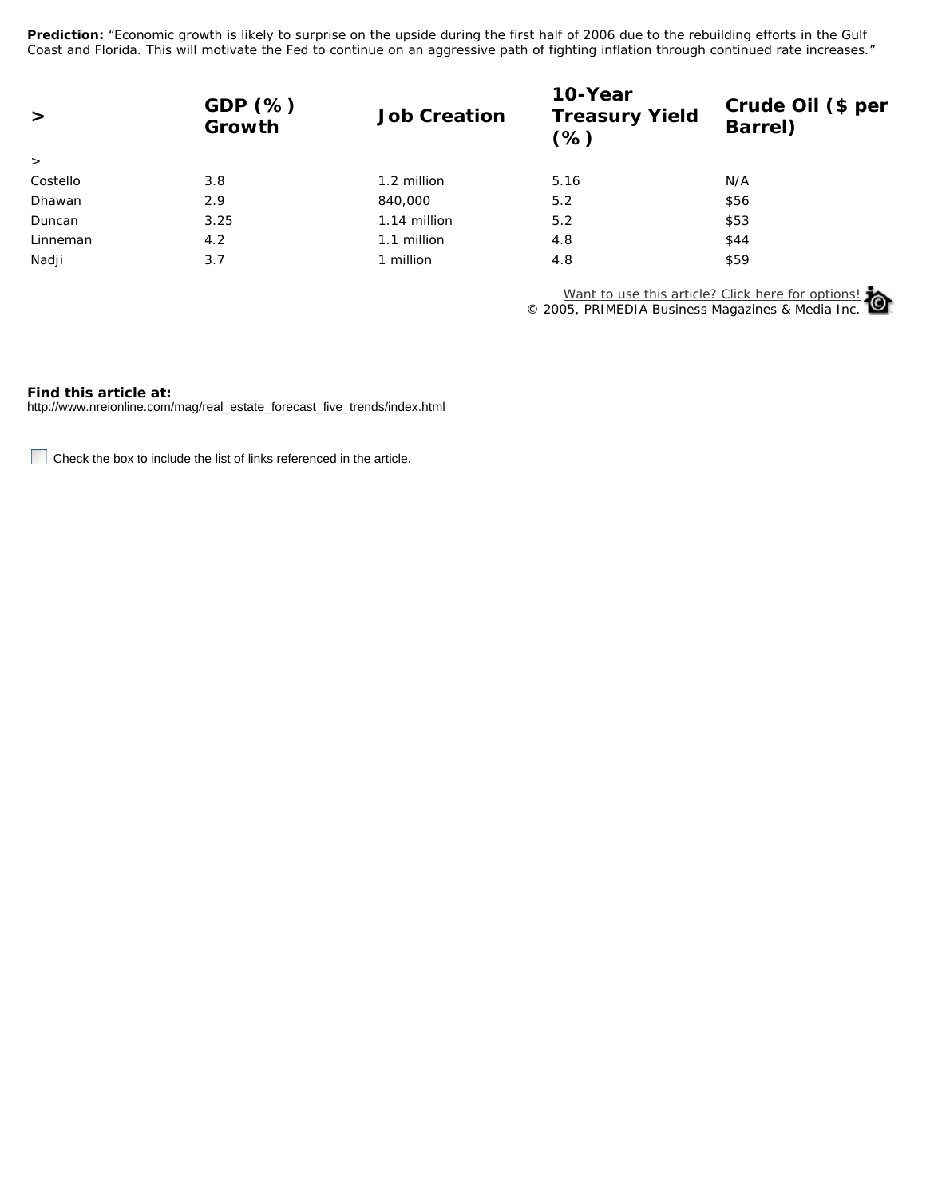**Prediction:** "Economic growth is likely to surprise on the upside during the first half of 2006 due to the rebuilding efforts in the Gulf Coast and Florida. This will motivate the Fed to continue on an aggressive path of fighting inflation through continued rate increases."

| > | GDP (%) Growth | Job Creation | 10-Year Treasury Yield (%) | Crude Oil ($ per Barrel) |
|---|---|---|---|---|
| > | | | | |
| Costello | 3.8 | 1.2 million | 5.16 | N/A |
| Dhawan | 2.9 | 840,000 | 5.2 | $56 |
| Duncan | 3.25 | 1.14 million | 5.2 | $53 |
| Linneman | 4.2 | 1.1 million | 4.8 | $44 |
| Nadji | 3.7 | 1 million | 4.8 | $59 |

Want to use this article? Click here for options!
© 2005, PRIMEDIA Business Magazines & Media Inc.

**Find this article at:**
http://www.nreionline.com/mag/real_estate_forecast_five_trends/index.html

Check the box to include the list of links referenced in the article.